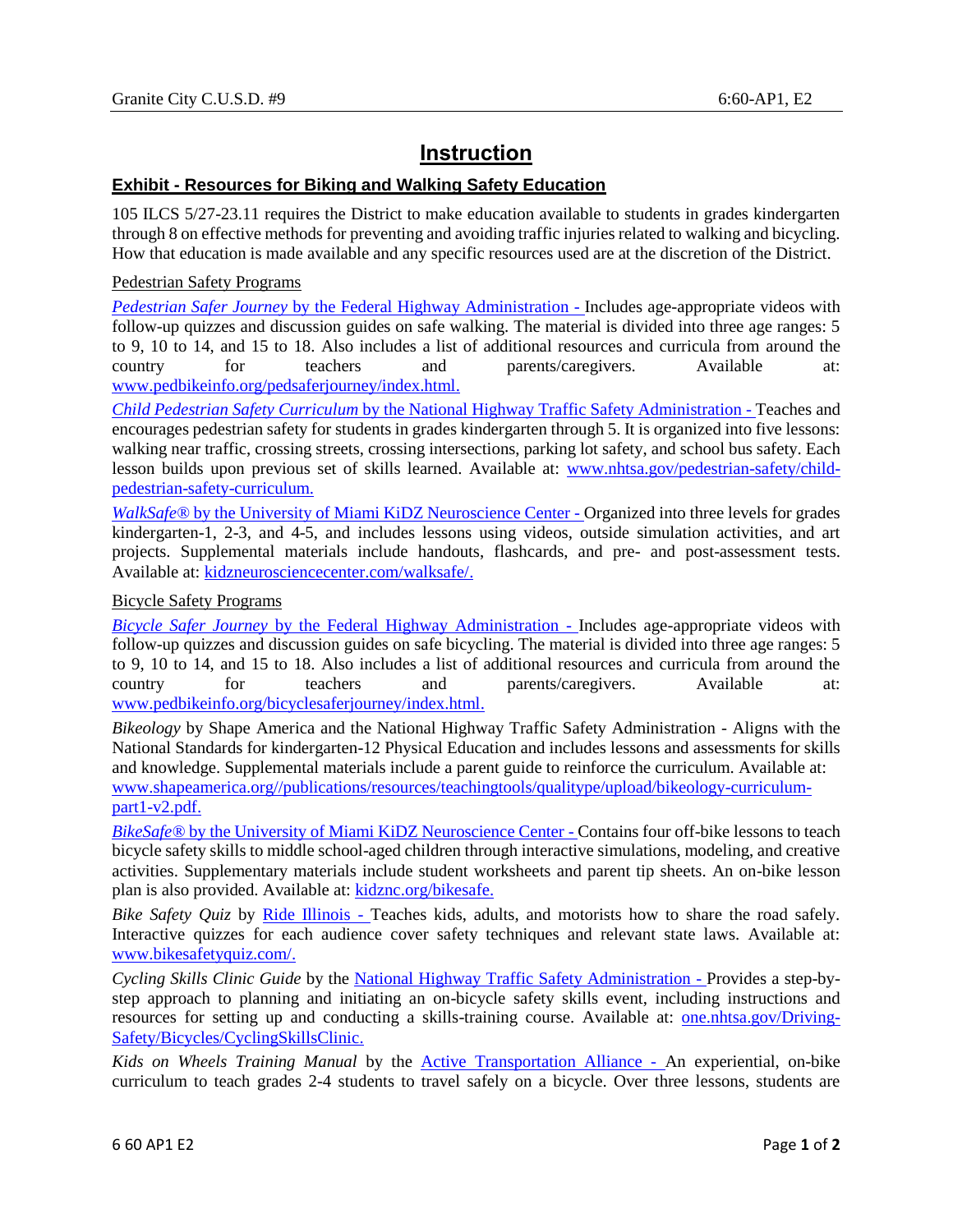# Instruction

## Exhibit - Resources for Biking and Walking Safety Education

105 ILCS 5/27-23.11 requires the District to make education available to students in grades kindergarten through 8 on effective methods for preventing and avoiding traffic injuries related to walking and bicycling. How that education is made available and any specific resources used are at the discretion of the District.

Pedestrian Safety Programs

*Pedestrian Safer Journey* by the Federal Highway Administration - Includes age-appropriate videos with follow-up quizzes and discussion guides on safe walking. The material is divided into three age ranges: 5 to 9, 10 to 14, and 15 to 18. Also includes a list of additional resources and curricula from around the country for teachers and parents/caregivers. Available at: www.pedbikeinfo.org/pedsaferjourney/index.html.

*Child Pedestrian Safety Curriculum* by the National Highway Traffic Safety Administration - Teaches and encourages pedestrian safety for students in grades kindergarten through 5. It is organized into five lessons: walking near traffic, crossing streets, crossing intersections, parking lot safety, and school bus safety. Each lesson builds upon previous set of skills learned. Available at: www.nhtsa.gov/pedestrian-safety/child-pedestrian-safety-curriculum.

*WalkSafe®* by the University of Miami KiDZ Neuroscience Center - Organized into three levels for grades kindergarten-1, 2-3, and 4-5, and includes lessons using videos, outside simulation activities, and art projects. Supplemental materials include handouts, flashcards, and pre- and post-assessment tests. Available at: kidzneurosciencecenter.com/walksafe/.

Bicycle Safety Programs

*Bicycle Safer Journey* by the Federal Highway Administration - Includes age-appropriate videos with follow-up quizzes and discussion guides on safe bicycling. The material is divided into three age ranges: 5 to 9, 10 to 14, and 15 to 18. Also includes a list of additional resources and curricula from around the country for teachers and parents/caregivers. Available at: www.pedbikeinfo.org/bicyclesaferjourney/index.html.

*Bikeology* by Shape America and the National Highway Traffic Safety Administration - Aligns with the National Standards for kindergarten-12 Physical Education and includes lessons and assessments for skills and knowledge. Supplemental materials include a parent guide to reinforce the curriculum. Available at: www.shapeamerica.org//publications/resources/teachingtools/qualitype/upload/bikeology-curriculum-part1-v2.pdf.

*BikeSafe®* by the University of Miami KiDZ Neuroscience Center - Contains four off-bike lessons to teach bicycle safety skills to middle school-aged children through interactive simulations, modeling, and creative activities. Supplementary materials include student worksheets and parent tip sheets. An on-bike lesson plan is also provided. Available at: kidznc.org/bikesafe.

*Bike Safety Quiz* by Ride Illinois - Teaches kids, adults, and motorists how to share the road safely. Interactive quizzes for each audience cover safety techniques and relevant state laws. Available at: www.bikesafetyquiz.com/.

*Cycling Skills Clinic Guide* by the National Highway Traffic Safety Administration - Provides a step-by-step approach to planning and initiating an on-bicycle safety skills event, including instructions and resources for setting up and conducting a skills-training course. Available at: one.nhtsa.gov/Driving-Safety/Bicycles/CyclingSkillsClinic.

*Kids on Wheels Training Manual* by the Active Transportation Alliance - An experiential, on-bike curriculum to teach grades 2-4 students to travel safely on a bicycle. Over three lessons, students are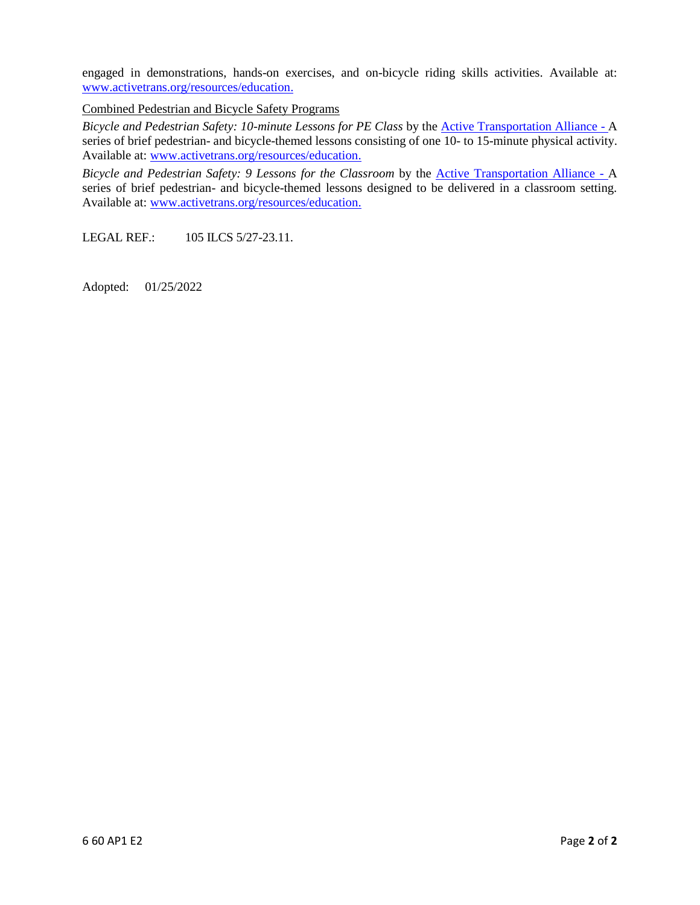engaged in demonstrations, hands-on exercises, and on-bicycle riding skills activities. Available at: [www.activetrans.org/resources/education.](www.activetrans.org/resources/education)

Combined Pedestrian and Bicycle Safety Programs

*Bicycle and Pedestrian Safety: 10-minute Lessons for PE Class* by the Active Transportation Alliance - A series of brief pedestrian- and bicycle-themed lessons consisting of one 10- to 15-minute physical activity. Available at: [www.activetrans.org/resources/education.](www.activetrans.org/resources/education)

*Bicycle and Pedestrian Safety: 9 Lessons for the Classroom* by the Active Transportation Alliance - A series of brief pedestrian- and bicycle-themed lessons designed to be delivered in a classroom setting. Available at: [www.activetrans.org/resources/education.](www.activetrans.org/resources/education)

LEGAL REF.: 105 ILCS 5/27-23.11.

Adopted: 01/25/2022

6 60 AP1 E2